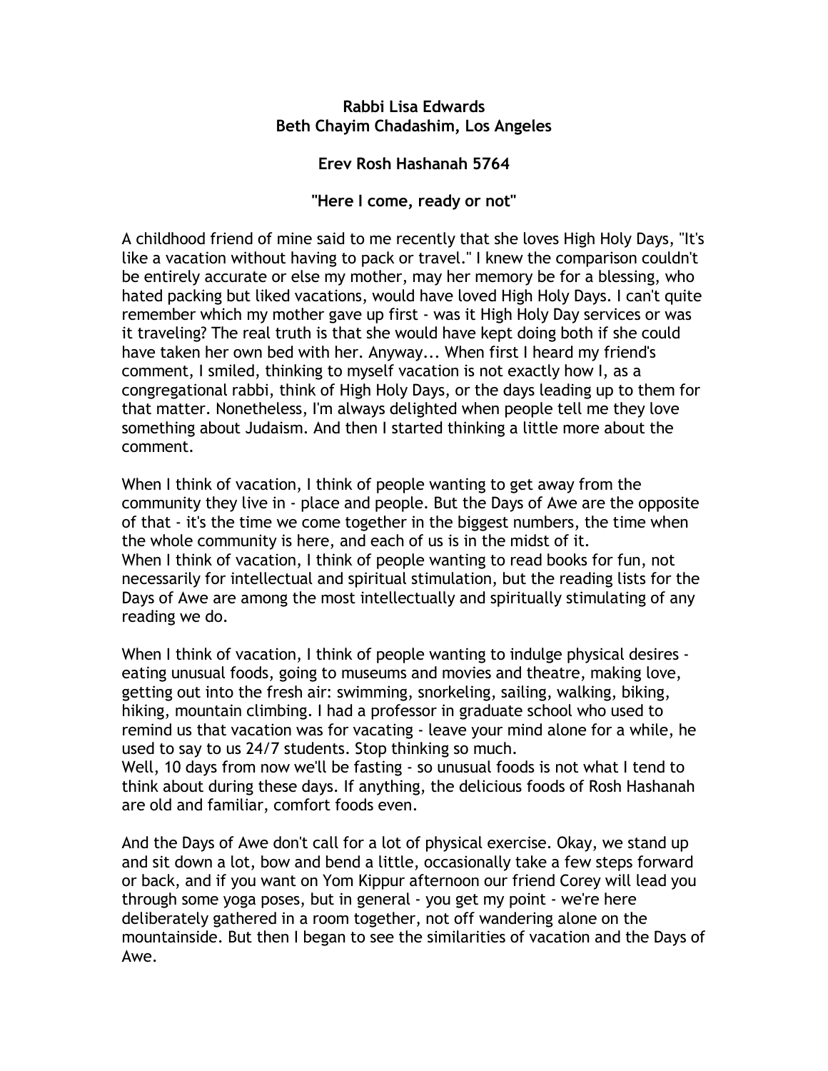**Rabbi Lisa Edwards**
**Beth Chayim Chadashim, Los Angeles**

**Erev Rosh Hashanah 5764**

**"Here I come, ready or not"**

A childhood friend of mine said to me recently that she loves High Holy Days, "It's like a vacation without having to pack or travel." I knew the comparison couldn't be entirely accurate or else my mother, may her memory be for a blessing, who hated packing but liked vacations, would have loved High Holy Days. I can't quite remember which my mother gave up first - was it High Holy Day services or was it traveling? The real truth is that she would have kept doing both if she could have taken her own bed with her. Anyway... When first I heard my friend's comment, I smiled, thinking to myself vacation is not exactly how I, as a congregational rabbi, think of High Holy Days, or the days leading up to them for that matter. Nonetheless, I'm always delighted when people tell me they love something about Judaism. And then I started thinking a little more about the comment.

When I think of vacation, I think of people wanting to get away from the community they live in - place and people. But the Days of Awe are the opposite of that - it's the time we come together in the biggest numbers, the time when the whole community is here, and each of us is in the midst of it.
When I think of vacation, I think of people wanting to read books for fun, not necessarily for intellectual and spiritual stimulation, but the reading lists for the Days of Awe are among the most intellectually and spiritually stimulating of any reading we do.

When I think of vacation, I think of people wanting to indulge physical desires - eating unusual foods, going to museums and movies and theatre, making love, getting out into the fresh air: swimming, snorkeling, sailing, walking, biking, hiking, mountain climbing. I had a professor in graduate school who used to remind us that vacation was for vacating - leave your mind alone for a while, he used to say to us 24/7 students. Stop thinking so much.
Well, 10 days from now we'll be fasting - so unusual foods is not what I tend to think about during these days. If anything, the delicious foods of Rosh Hashanah are old and familiar, comfort foods even.

And the Days of Awe don't call for a lot of physical exercise. Okay, we stand up and sit down a lot, bow and bend a little, occasionally take a few steps forward or back, and if you want on Yom Kippur afternoon our friend Corey will lead you through some yoga poses, but in general - you get my point - we're here deliberately gathered in a room together, not off wandering alone on the mountainside. But then I began to see the similarities of vacation and the Days of Awe.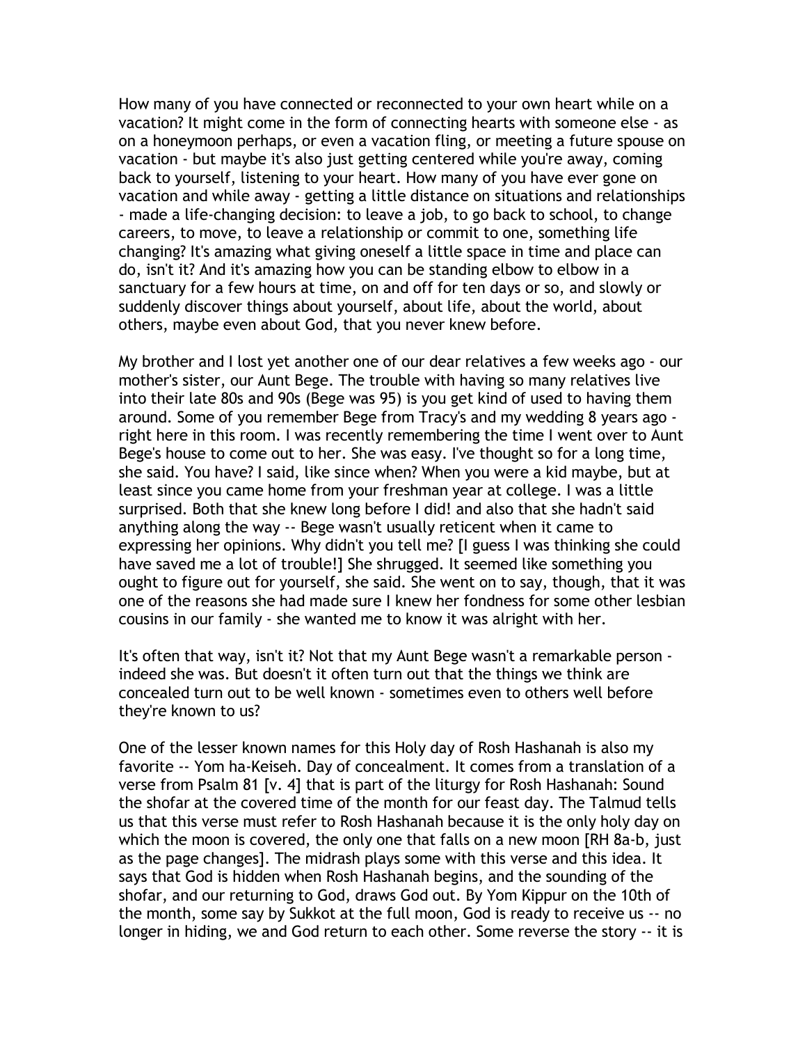How many of you have connected or reconnected to your own heart while on a vacation? It might come in the form of connecting hearts with someone else - as on a honeymoon perhaps, or even a vacation fling, or meeting a future spouse on vacation - but maybe it's also just getting centered while you're away, coming back to yourself, listening to your heart. How many of you have ever gone on vacation and while away - getting a little distance on situations and relationships - made a life-changing decision: to leave a job, to go back to school, to change careers, to move, to leave a relationship or commit to one, something life changing? It's amazing what giving oneself a little space in time and place can do, isn't it? And it's amazing how you can be standing elbow to elbow in a sanctuary for a few hours at time, on and off for ten days or so, and slowly or suddenly discover things about yourself, about life, about the world, about others, maybe even about God, that you never knew before.

My brother and I lost yet another one of our dear relatives a few weeks ago - our mother's sister, our Aunt Bege. The trouble with having so many relatives live into their late 80s and 90s (Bege was 95) is you get kind of used to having them around. Some of you remember Bege from Tracy's and my wedding 8 years ago - right here in this room. I was recently remembering the time I went over to Aunt Bege's house to come out to her. She was easy. I've thought so for a long time, she said. You have? I said, like since when? When you were a kid maybe, but at least since you came home from your freshman year at college. I was a little surprised. Both that she knew long before I did! and also that she hadn't said anything along the way -- Bege wasn't usually reticent when it came to expressing her opinions. Why didn't you tell me? [I guess I was thinking she could have saved me a lot of trouble!] She shrugged. It seemed like something you ought to figure out for yourself, she said. She went on to say, though, that it was one of the reasons she had made sure I knew her fondness for some other lesbian cousins in our family - she wanted me to know it was alright with her.

It's often that way, isn't it? Not that my Aunt Bege wasn't a remarkable person - indeed she was. But doesn't it often turn out that the things we think are concealed turn out to be well known - sometimes even to others well before they're known to us?

One of the lesser known names for this Holy day of Rosh Hashanah is also my favorite -- Yom ha-Keiseh. Day of concealment. It comes from a translation of a verse from Psalm 81 [v. 4] that is part of the liturgy for Rosh Hashanah: Sound the shofar at the covered time of the month for our feast day. The Talmud tells us that this verse must refer to Rosh Hashanah because it is the only holy day on which the moon is covered, the only one that falls on a new moon [RH 8a-b, just as the page changes]. The midrash plays some with this verse and this idea. It says that God is hidden when Rosh Hashanah begins, and the sounding of the shofar, and our returning to God, draws God out. By Yom Kippur on the 10th of the month, some say by Sukkot at the full moon, God is ready to receive us -- no longer in hiding, we and God return to each other. Some reverse the story -- it is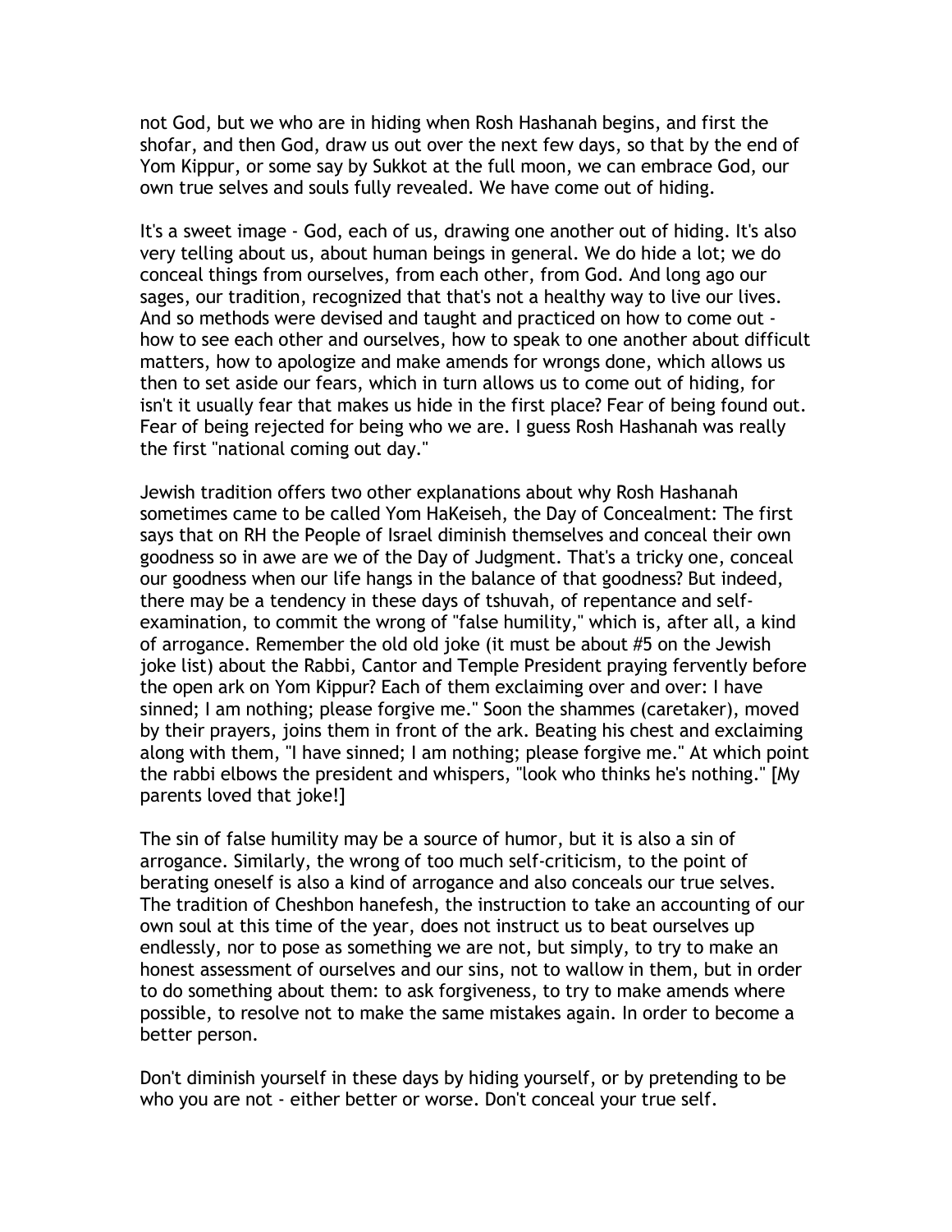not God, but we who are in hiding when Rosh Hashanah begins, and first the shofar, and then God, draw us out over the next few days, so that by the end of Yom Kippur, or some say by Sukkot at the full moon, we can embrace God, our own true selves and souls fully revealed. We have come out of hiding.

It's a sweet image - God, each of us, drawing one another out of hiding. It's also very telling about us, about human beings in general. We do hide a lot; we do conceal things from ourselves, from each other, from God. And long ago our sages, our tradition, recognized that that's not a healthy way to live our lives. And so methods were devised and taught and practiced on how to come out - how to see each other and ourselves, how to speak to one another about difficult matters, how to apologize and make amends for wrongs done, which allows us then to set aside our fears, which in turn allows us to come out of hiding, for isn't it usually fear that makes us hide in the first place? Fear of being found out. Fear of being rejected for being who we are. I guess Rosh Hashanah was really the first "national coming out day."

Jewish tradition offers two other explanations about why Rosh Hashanah sometimes came to be called Yom HaKeiseh, the Day of Concealment: The first says that on RH the People of Israel diminish themselves and conceal their own goodness so in awe are we of the Day of Judgment. That's a tricky one, conceal our goodness when our life hangs in the balance of that goodness? But indeed, there may be a tendency in these days of tshuvah, of repentance and self-examination, to commit the wrong of "false humility," which is, after all, a kind of arrogance. Remember the old old joke (it must be about #5 on the Jewish joke list) about the Rabbi, Cantor and Temple President praying fervently before the open ark on Yom Kippur? Each of them exclaiming over and over: I have sinned; I am nothing; please forgive me." Soon the shammes (caretaker), moved by their prayers, joins them in front of the ark. Beating his chest and exclaiming along with them, "I have sinned; I am nothing; please forgive me." At which point the rabbi elbows the president and whispers, "look who thinks he's nothing." [My parents loved that joke!]

The sin of false humility may be a source of humor, but it is also a sin of arrogance. Similarly, the wrong of too much self-criticism, to the point of berating oneself is also a kind of arrogance and also conceals our true selves. The tradition of Cheshbon hanefesh, the instruction to take an accounting of our own soul at this time of the year, does not instruct us to beat ourselves up endlessly, nor to pose as something we are not, but simply, to try to make an honest assessment of ourselves and our sins, not to wallow in them, but in order to do something about them: to ask forgiveness, to try to make amends where possible, to resolve not to make the same mistakes again. In order to become a better person.

Don't diminish yourself in these days by hiding yourself, or by pretending to be who you are not - either better or worse. Don't conceal your true self.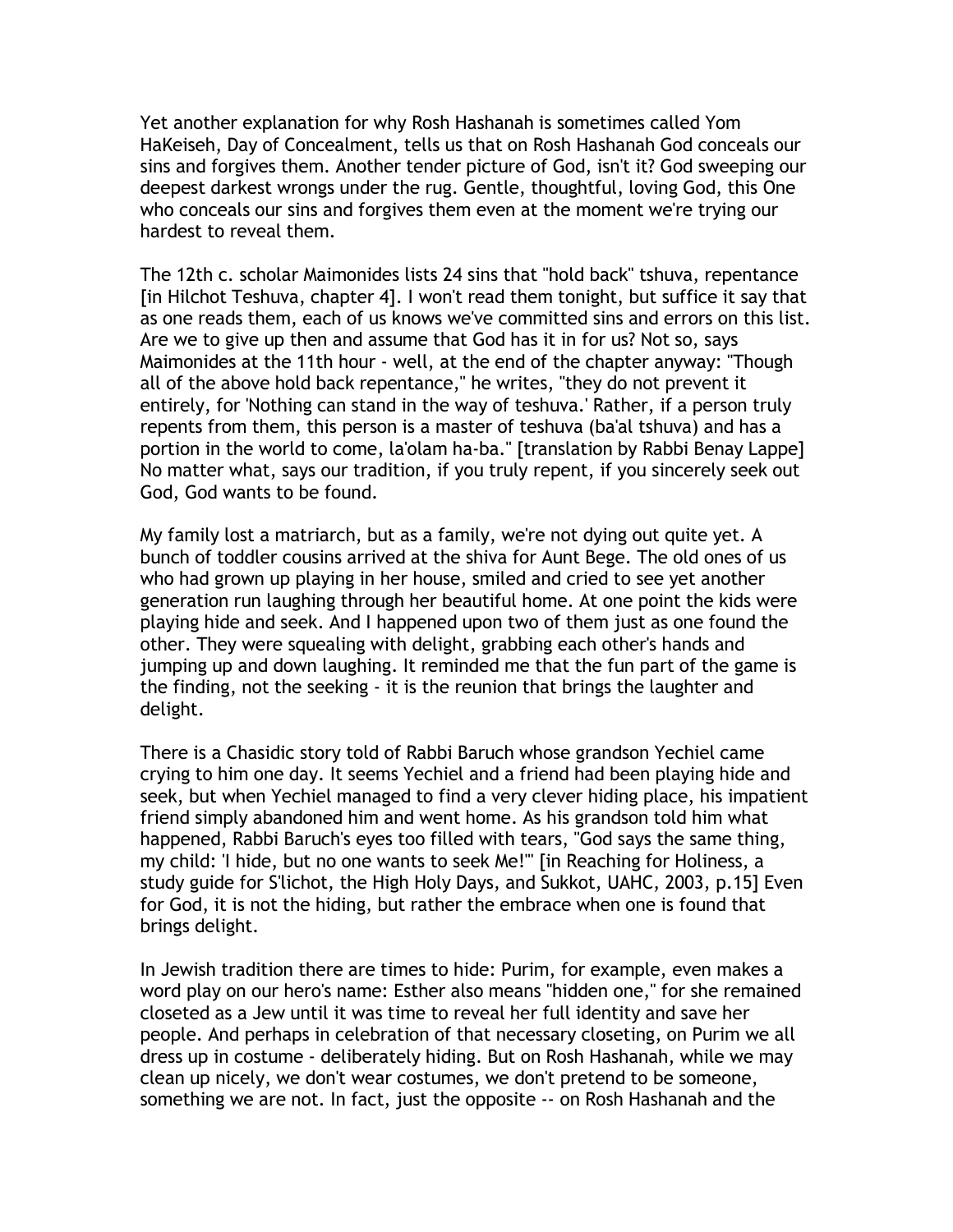Yet another explanation for why Rosh Hashanah is sometimes called Yom HaKeiseh, Day of Concealment, tells us that on Rosh Hashanah God conceals our sins and forgives them. Another tender picture of God, isn't it? God sweeping our deepest darkest wrongs under the rug. Gentle, thoughtful, loving God, this One who conceals our sins and forgives them even at the moment we're trying our hardest to reveal them.

The 12th c. scholar Maimonides lists 24 sins that "hold back" tshuva, repentance [in Hilchot Teshuva, chapter 4]. I won't read them tonight, but suffice it say that as one reads them, each of us knows we've committed sins and errors on this list. Are we to give up then and assume that God has it in for us? Not so, says Maimonides at the 11th hour - well, at the end of the chapter anyway: "Though all of the above hold back repentance," he writes, "they do not prevent it entirely, for 'Nothing can stand in the way of teshuva.' Rather, if a person truly repents from them, this person is a master of teshuva (ba'al tshuva) and has a portion in the world to come, la'olam ha-ba." [translation by Rabbi Benay Lappe] No matter what, says our tradition, if you truly repent, if you sincerely seek out God, God wants to be found.

My family lost a matriarch, but as a family, we're not dying out quite yet. A bunch of toddler cousins arrived at the shiva for Aunt Bege. The old ones of us who had grown up playing in her house, smiled and cried to see yet another generation run laughing through her beautiful home. At one point the kids were playing hide and seek. And I happened upon two of them just as one found the other. They were squealing with delight, grabbing each other's hands and jumping up and down laughing. It reminded me that the fun part of the game is the finding, not the seeking - it is the reunion that brings the laughter and delight.

There is a Chasidic story told of Rabbi Baruch whose grandson Yechiel came crying to him one day. It seems Yechiel and a friend had been playing hide and seek, but when Yechiel managed to find a very clever hiding place, his impatient friend simply abandoned him and went home. As his grandson told him what happened, Rabbi Baruch's eyes too filled with tears, "God says the same thing, my child: 'I hide, but no one wants to seek Me!'" [in Reaching for Holiness, a study guide for S'lichot, the High Holy Days, and Sukkot, UAHC, 2003, p.15] Even for God, it is not the hiding, but rather the embrace when one is found that brings delight.

In Jewish tradition there are times to hide: Purim, for example, even makes a word play on our hero's name: Esther also means "hidden one," for she remained closeted as a Jew until it was time to reveal her full identity and save her people. And perhaps in celebration of that necessary closeting, on Purim we all dress up in costume - deliberately hiding. But on Rosh Hashanah, while we may clean up nicely, we don't wear costumes, we don't pretend to be someone, something we are not. In fact, just the opposite -- on Rosh Hashanah and the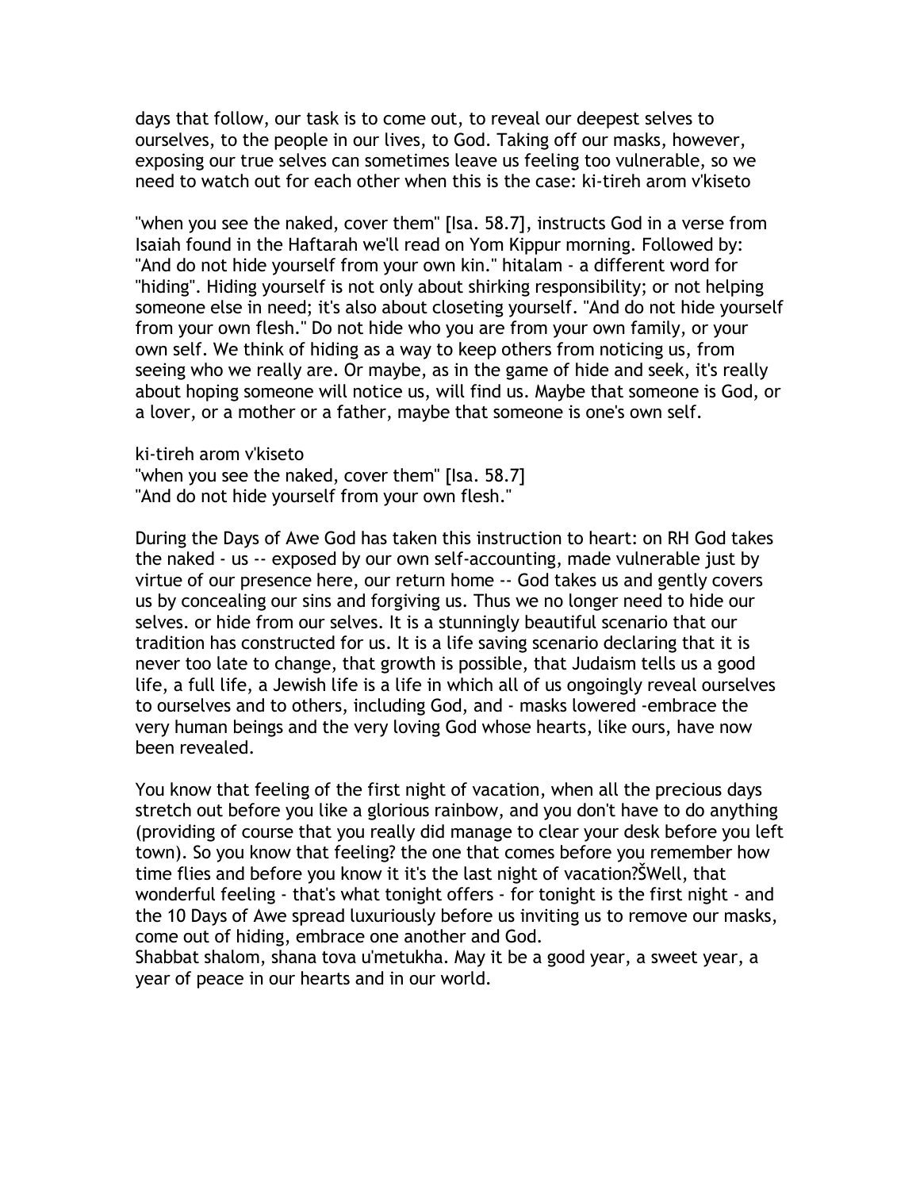days that follow, our task is to come out, to reveal our deepest selves to ourselves, to the people in our lives, to God. Taking off our masks, however, exposing our true selves can sometimes leave us feeling too vulnerable, so we need to watch out for each other when this is the case: ki-tireh arom v'kiseto

"when you see the naked, cover them" [Isa. 58.7], instructs God in a verse from Isaiah found in the Haftarah we'll read on Yom Kippur morning. Followed by: "And do not hide yourself from your own kin." hitalam - a different word for "hiding". Hiding yourself is not only about shirking responsibility; or not helping someone else in need; it's also about closeting yourself. "And do not hide yourself from your own flesh." Do not hide who you are from your own family, or your own self. We think of hiding as a way to keep others from noticing us, from seeing who we really are. Or maybe, as in the game of hide and seek, it's really about hoping someone will notice us, will find us. Maybe that someone is God, or a lover, or a mother or a father, maybe that someone is one's own self.

ki-tireh arom v'kiseto
"when you see the naked, cover them" [Isa. 58.7]
"And do not hide yourself from your own flesh."

During the Days of Awe God has taken this instruction to heart: on RH God takes the naked - us -- exposed by our own self-accounting, made vulnerable just by virtue of our presence here, our return home -- God takes us and gently covers us by concealing our sins and forgiving us. Thus we no longer need to hide our selves. or hide from our selves. It is a stunningly beautiful scenario that our tradition has constructed for us. It is a life saving scenario declaring that it is never too late to change, that growth is possible, that Judaism tells us a good life, a full life, a Jewish life is a life in which all of us ongoingly reveal ourselves to ourselves and to others, including God, and - masks lowered -embrace the very human beings and the very loving God whose hearts, like ours, have now been revealed.

You know that feeling of the first night of vacation, when all the precious days stretch out before you like a glorious rainbow, and you don't have to do anything (providing of course that you really did manage to clear your desk before you left town). So you know that feeling? the one that comes before you remember how time flies and before you know it it's the last night of vacation?ŠWell, that wonderful feeling - that's what tonight offers - for tonight is the first night - and the 10 Days of Awe spread luxuriously before us inviting us to remove our masks, come out of hiding, embrace one another and God.
Shabbat shalom, shana tova u'metukha. May it be a good year, a sweet year, a year of peace in our hearts and in our world.